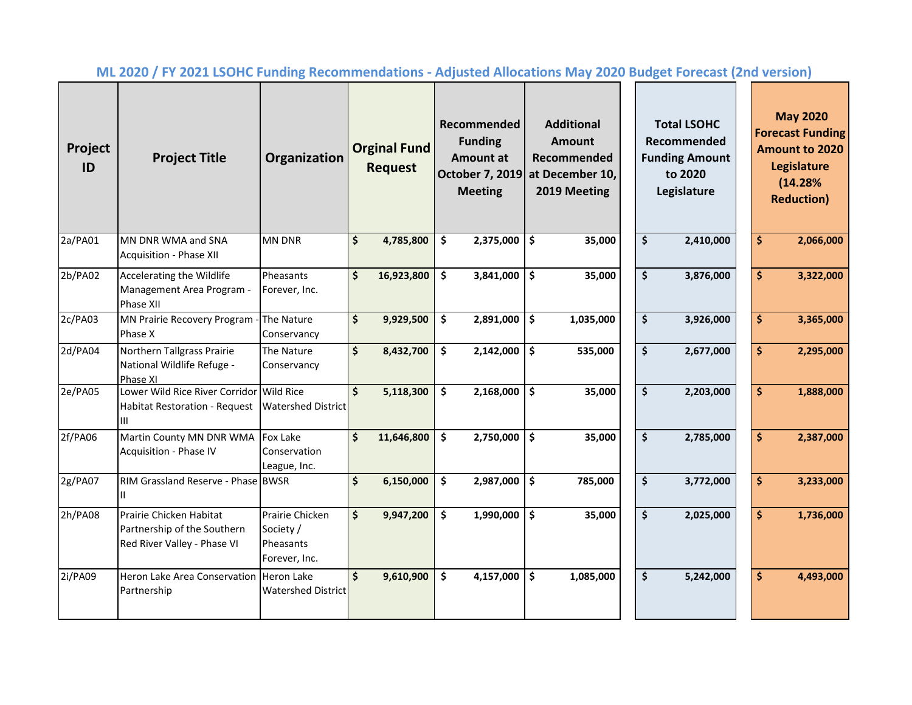## ML 2020 / FY 2021 LSOHC Funding Recommendations - Adjusted Allocations May 2020 Budget Forecast (2nd version)

| Project ID | Project Title | Organization | Orginal Fund Request | Recommended Funding Amount at October 7, 2019 Meeting | Additional Amount Recommended at December 10, 2019 Meeting | Total LSOHC Recommended Funding Amount to 2020 Legislature | May 2020 Forecast Funding Amount to 2020 Legislature (14.28% Reduction) |
|---|---|---|---|---|---|---|---|
| 2a/PA01 | MN DNR WMA and SNA Acquisition - Phase XII | MN DNR | $ 4,785,800 | $ 2,375,000 | $ 35,000 | $ 2,410,000 | $ 2,066,000 |
| 2b/PA02 | Accelerating the Wildlife Management Area Program - Phase XII | Pheasants Forever, Inc. | $ 16,923,800 | $ 3,841,000 | $ 35,000 | $ 3,876,000 | $ 3,322,000 |
| 2c/PA03 | MN Prairie Recovery Program - Phase X | The Nature Conservancy | $ 9,929,500 | $ 2,891,000 | $ 1,035,000 | $ 3,926,000 | $ 3,365,000 |
| 2d/PA04 | Northern Tallgrass Prairie National Wildlife Refuge - Phase XI | The Nature Conservancy | $ 8,432,700 | $ 2,142,000 | $ 535,000 | $ 2,677,000 | $ 2,295,000 |
| 2e/PA05 | Lower Wild Rice River Corridor Habitat Restoration - Request III | Wild Rice Watershed District | $ 5,118,300 | $ 2,168,000 | $ 35,000 | $ 2,203,000 | $ 1,888,000 |
| 2f/PA06 | Martin County MN DNR WMA Acquisition - Phase IV | Fox Lake Conservation League, Inc. | $ 11,646,800 | $ 2,750,000 | $ 35,000 | $ 2,785,000 | $ 2,387,000 |
| 2g/PA07 | RIM Grassland Reserve - Phase II | BWSR | $ 6,150,000 | $ 2,987,000 | $ 785,000 | $ 3,772,000 | $ 3,233,000 |
| 2h/PA08 | Prairie Chicken Habitat Partnership of the Southern Red River Valley - Phase VI | Prairie Chicken Society / Pheasants Forever, Inc. | $ 9,947,200 | $ 1,990,000 | $ 35,000 | $ 2,025,000 | $ 1,736,000 |
| 2i/PA09 | Heron Lake Area Conservation Partnership | Heron Lake Watershed District | $ 9,610,900 | $ 4,157,000 | $ 1,085,000 | $ 5,242,000 | $ 4,493,000 |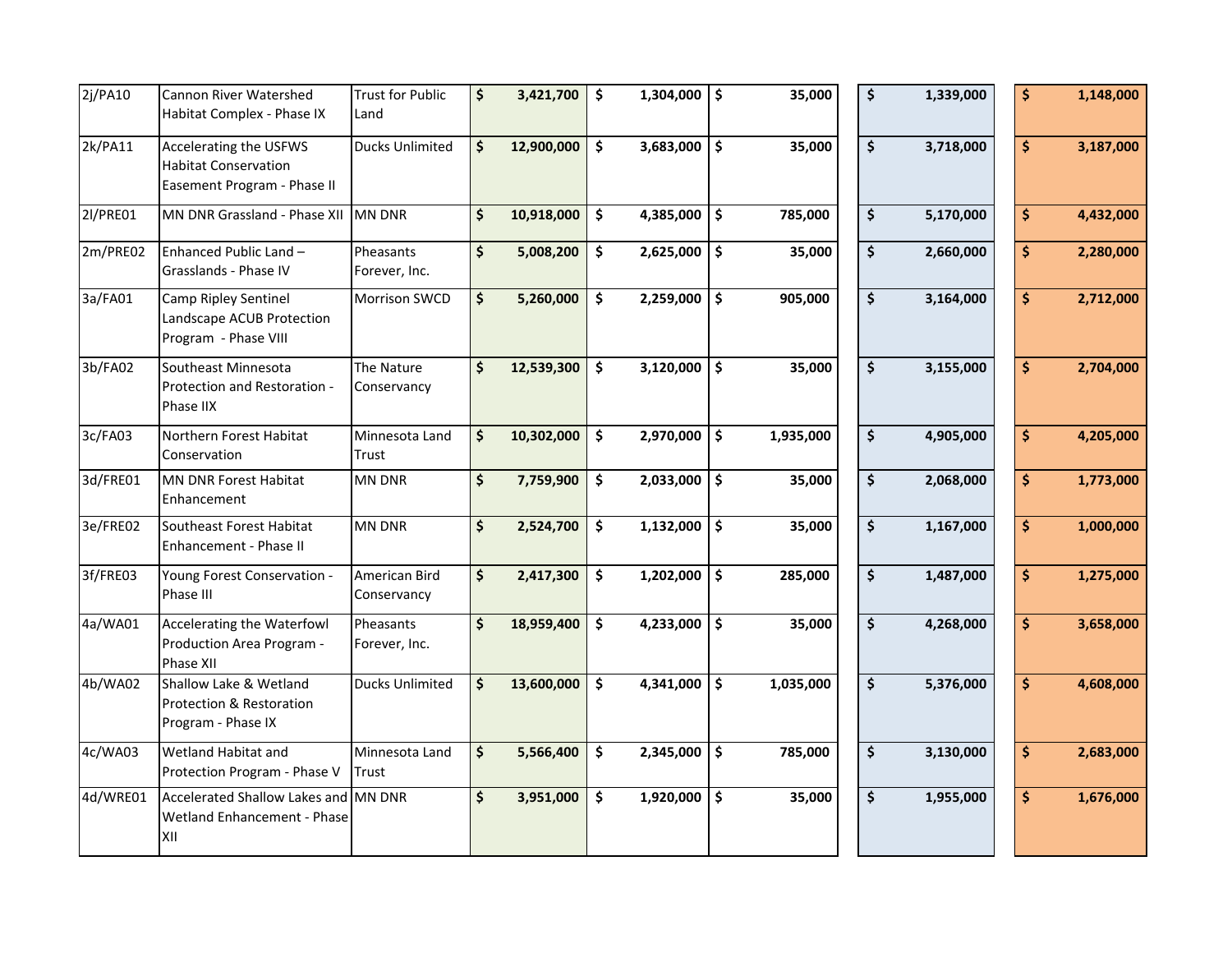| | | | | | | | |
|---|---|---|---|---|---|---|---|
| 2j/PA10 | Cannon River Watershed Habitat Complex - Phase IX | Trust for Public Land | $ 3,421,700 | $ 1,304,000 | $ 35,000 | $ 1,339,000 | $ 1,148,000 |
| 2k/PA11 | Accelerating the USFWS Habitat Conservation Easement Program - Phase II | Ducks Unlimited | $ 12,900,000 | $ 3,683,000 | $ 35,000 | $ 3,718,000 | $ 3,187,000 |
| 2l/PRE01 | MN DNR Grassland - Phase XII | MN DNR | $ 10,918,000 | $ 4,385,000 | $ 785,000 | $ 5,170,000 | $ 4,432,000 |
| 2m/PRE02 | Enhanced Public Land – Grasslands - Phase IV | Pheasants Forever, Inc. | $ 5,008,200 | $ 2,625,000 | $ 35,000 | $ 2,660,000 | $ 2,280,000 |
| 3a/FA01 | Camp Ripley Sentinel Landscape ACUB Protection Program - Phase VIII | Morrison SWCD | $ 5,260,000 | $ 2,259,000 | $ 905,000 | $ 3,164,000 | $ 2,712,000 |
| 3b/FA02 | Southeast Minnesota Protection and Restoration - Phase IIX | The Nature Conservancy | $ 12,539,300 | $ 3,120,000 | $ 35,000 | $ 3,155,000 | $ 2,704,000 |
| 3c/FA03 | Northern Forest Habitat Conservation | Minnesota Land Trust | $ 10,302,000 | $ 2,970,000 | $ 1,935,000 | $ 4,905,000 | $ 4,205,000 |
| 3d/FRE01 | MN DNR Forest Habitat Enhancement | MN DNR | $ 7,759,900 | $ 2,033,000 | $ 35,000 | $ 2,068,000 | $ 1,773,000 |
| 3e/FRE02 | Southeast Forest Habitat Enhancement - Phase II | MN DNR | $ 2,524,700 | $ 1,132,000 | $ 35,000 | $ 1,167,000 | $ 1,000,000 |
| 3f/FRE03 | Young Forest Conservation - Phase III | American Bird Conservancy | $ 2,417,300 | $ 1,202,000 | $ 285,000 | $ 1,487,000 | $ 1,275,000 |
| 4a/WA01 | Accelerating the Waterfowl Production Area Program - Phase XII | Pheasants Forever, Inc. | $ 18,959,400 | $ 4,233,000 | $ 35,000 | $ 4,268,000 | $ 3,658,000 |
| 4b/WA02 | Shallow Lake & Wetland Protection & Restoration Program - Phase IX | Ducks Unlimited | $ 13,600,000 | $ 4,341,000 | $ 1,035,000 | $ 5,376,000 | $ 4,608,000 |
| 4c/WA03 | Wetland Habitat and Protection Program - Phase V | Minnesota Land Trust | $ 5,566,400 | $ 2,345,000 | $ 785,000 | $ 3,130,000 | $ 2,683,000 |
| 4d/WRE01 | Accelerated Shallow Lakes and Wetland Enhancement - Phase XII | MN DNR | $ 3,951,000 | $ 1,920,000 | $ 35,000 | $ 1,955,000 | $ 1,676,000 |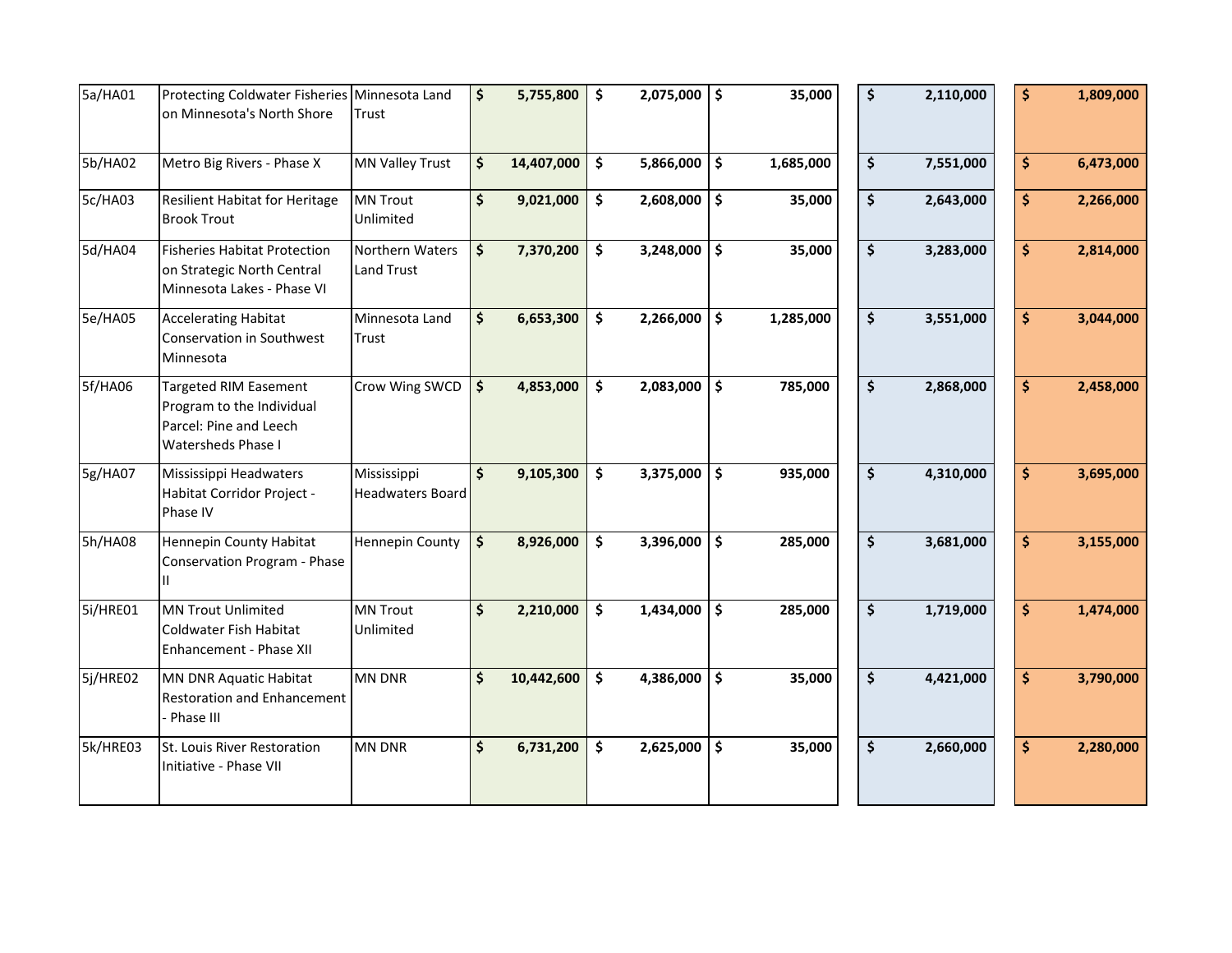| | | | | | | | |
|---|---|---|---|---|---|---|---|
| 5a/HA01 | Protecting Coldwater Fisheries on Minnesota's North Shore | Minnesota Land Trust | **$ 5,755,800** | **$ 2,075,000** | **$ 35,000** | **$ 2,110,000** | **$ 1,809,000** |
| 5b/HA02 | Metro Big Rivers - Phase X | MN Valley Trust | **$ 14,407,000** | **$ 5,866,000** | **$ 1,685,000** | **$ 7,551,000** | **$ 6,473,000** |
| 5c/HA03 | Resilient Habitat for Heritage Brook Trout | MN Trout Unlimited | **$ 9,021,000** | **$ 2,608,000** | **$ 35,000** | **$ 2,643,000** | **$ 2,266,000** |
| 5d/HA04 | Fisheries Habitat Protection on Strategic North Central Minnesota Lakes - Phase VI | Northern Waters Land Trust | **$ 7,370,200** | **$ 3,248,000** | **$ 35,000** | **$ 3,283,000** | **$ 2,814,000** |
| 5e/HA05 | Accelerating Habitat Conservation in Southwest Minnesota | Minnesota Land Trust | **$ 6,653,300** | **$ 2,266,000** | **$ 1,285,000** | **$ 3,551,000** | **$ 3,044,000** |
| 5f/HA06 | Targeted RIM Easement Program to the Individual Parcel: Pine and Leech Watersheds Phase I | Crow Wing SWCD | **$ 4,853,000** | **$ 2,083,000** | **$ 785,000** | **$ 2,868,000** | **$ 2,458,000** |
| 5g/HA07 | Mississippi Headwaters Habitat Corridor Project - Phase IV | Mississippi Headwaters Board | **$ 9,105,300** | **$ 3,375,000** | **$ 935,000** | **$ 4,310,000** | **$ 3,695,000** |
| 5h/HA08 | Hennepin County Habitat Conservation Program - Phase II | Hennepin County | **$ 8,926,000** | **$ 3,396,000** | **$ 285,000** | **$ 3,681,000** | **$ 3,155,000** |
| 5i/HRE01 | MN Trout Unlimited Coldwater Fish Habitat Enhancement - Phase XII | MN Trout Unlimited | **$ 2,210,000** | **$ 1,434,000** | **$ 285,000** | **$ 1,719,000** | **$ 1,474,000** |
| 5j/HRE02 | MN DNR Aquatic Habitat Restoration and Enhancement - Phase III | MN DNR | **$ 10,442,600** | **$ 4,386,000** | **$ 35,000** | **$ 4,421,000** | **$ 3,790,000** |
| 5k/HRE03 | St. Louis River Restoration Initiative - Phase VII | MN DNR | **$ 6,731,200** | **$ 2,625,000** | **$ 35,000** | **$ 2,660,000** | **$ 2,280,000** |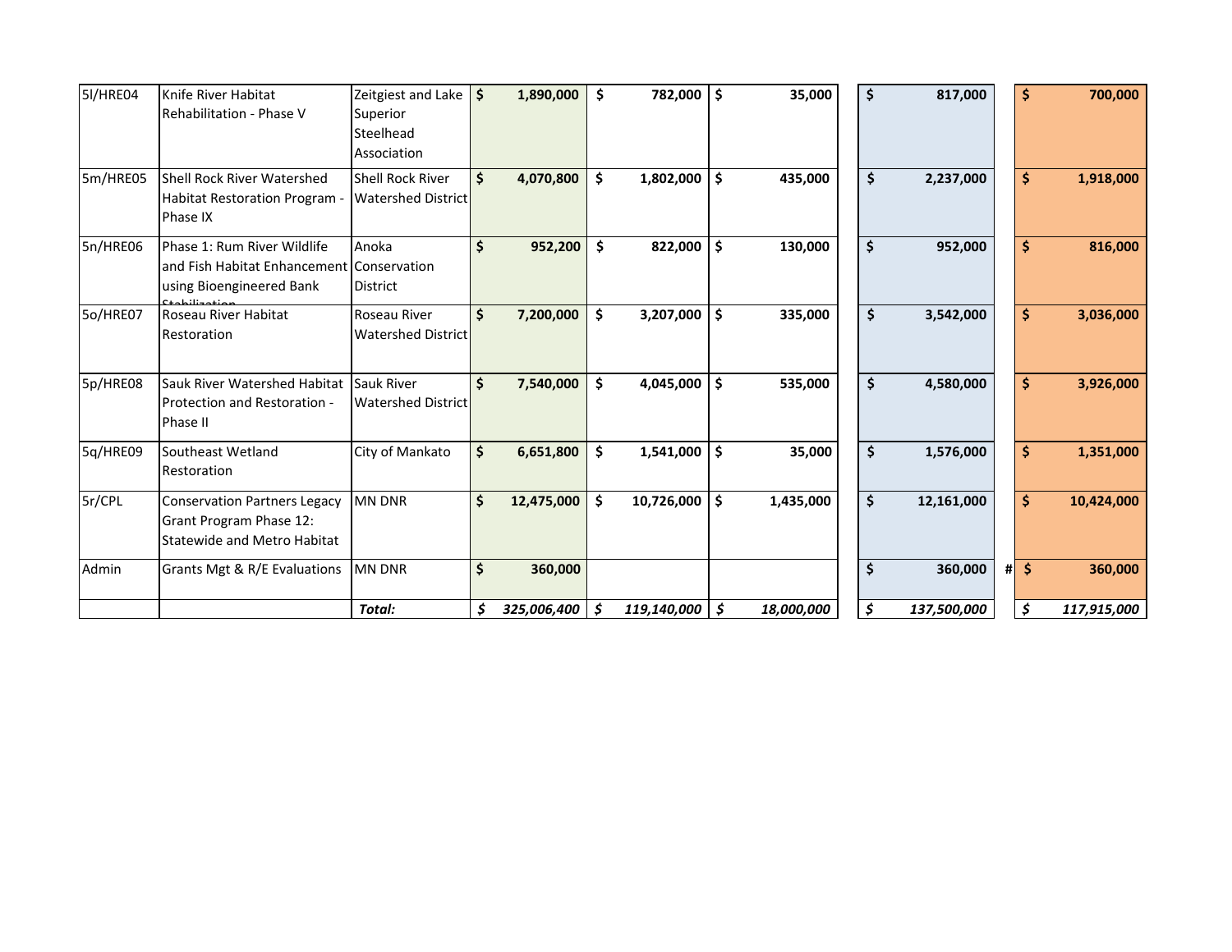| | | | | | | | |
|---|---|---|---|---|---|---|---|
| 5l/HRE04 | Knife River Habitat Rehabilitation - Phase V | Zeitgiest and Lake Superior Steelhead Association | $ 1,890,000 | $ 782,000 | $ 35,000 | $ 817,000 | $ 700,000 |
| 5m/HRE05 | Shell Rock River Watershed Habitat Restoration Program - Phase IX | Shell Rock River Watershed District | $ 4,070,800 | $ 1,802,000 | $ 435,000 | $ 2,237,000 | $ 1,918,000 |
| 5n/HRE06 | Phase 1: Rum River Wildlife and Fish Habitat Enhancement using Bioengineered Bank Stabilization | Anoka Conservation District | $ 952,200 | $ 822,000 | $ 130,000 | $ 952,000 | $ 816,000 |
| 5o/HRE07 | Roseau River Habitat Restoration | Roseau River Watershed District | $ 7,200,000 | $ 3,207,000 | $ 335,000 | $ 3,542,000 | $ 3,036,000 |
| 5p/HRE08 | Sauk River Watershed Habitat Protection and Restoration - Phase II | Sauk River Watershed District | $ 7,540,000 | $ 4,045,000 | $ 535,000 | $ 4,580,000 | $ 3,926,000 |
| 5q/HRE09 | Southeast Wetland Restoration | City of Mankato | $ 6,651,800 | $ 1,541,000 | $ 35,000 | $ 1,576,000 | $ 1,351,000 |
| 5r/CPL | Conservation Partners Legacy Grant Program Phase 12: Statewide and Metro Habitat | MN DNR | $ 12,475,000 | $ 10,726,000 | $ 1,435,000 | $ 12,161,000 | $ 10,424,000 |
| Admin | Grants Mgt & R/E Evaluations | MN DNR | $ 360,000 | | | $ 360,000 | # $ 360,000 |
| | | *Total:* | *$ 325,006,400* | *$ 119,140,000* | *$ 18,000,000* | *$ 137,500,000* | *$ 117,915,000* |